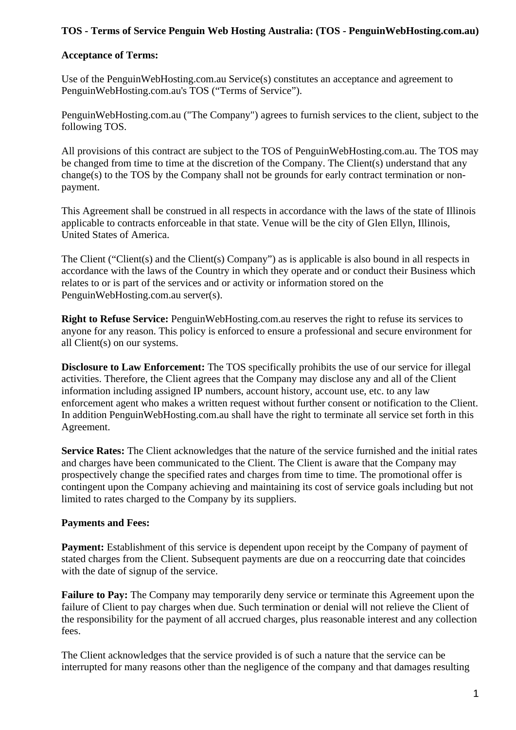**TOS - Terms of Service Penguin Web Hosting Australia: (TOS - PenguinWebHosting.com.au)**

**Acceptance of Terms:**

Use of the PenguinWebHosting.com.au Service(s) constitutes an acceptance and agreement to PenguinWebHosting.com.au's TOS ("Terms of Service").

PenguinWebHosting.com.au ("The Company") agrees to furnish services to the client, subject to the following TOS.

All provisions of this contract are subject to the TOS of PenguinWebHosting.com.au. The TOS may be changed from time to time at the discretion of the Company. The Client(s) understand that any change(s) to the TOS by the Company shall not be grounds for early contract termination or non-payment.

This Agreement shall be construed in all respects in accordance with the laws of the state of Illinois applicable to contracts enforceable in that state. Venue will be the city of Glen Ellyn, Illinois, United States of America.

The Client ("Client(s) and the Client(s) Company") as is applicable is also bound in all respects in accordance with the laws of the Country in which they operate and or conduct their Business which relates to or is part of the services and or activity or information stored on the PenguinWebHosting.com.au server(s).

**Right to Refuse Service:** PenguinWebHosting.com.au reserves the right to refuse its services to anyone for any reason. This policy is enforced to ensure a professional and secure environment for all Client(s) on our systems.

**Disclosure to Law Enforcement:** The TOS specifically prohibits the use of our service for illegal activities. Therefore, the Client agrees that the Company may disclose any and all of the Client information including assigned IP numbers, account history, account use, etc. to any law enforcement agent who makes a written request without further consent or notification to the Client. In addition PenguinWebHosting.com.au shall have the right to terminate all service set forth in this Agreement.

**Service Rates:** The Client acknowledges that the nature of the service furnished and the initial rates and charges have been communicated to the Client. The Client is aware that the Company may prospectively change the specified rates and charges from time to time. The promotional offer is contingent upon the Company achieving and maintaining its cost of service goals including but not limited to rates charged to the Company by its suppliers.

**Payments and Fees:**

**Payment:** Establishment of this service is dependent upon receipt by the Company of payment of stated charges from the Client. Subsequent payments are due on a reoccurring date that coincides with the date of signup of the service.

**Failure to Pay:** The Company may temporarily deny service or terminate this Agreement upon the failure of Client to pay charges when due. Such termination or denial will not relieve the Client of the responsibility for the payment of all accrued charges, plus reasonable interest and any collection fees.

The Client acknowledges that the service provided is of such a nature that the service can be interrupted for many reasons other than the negligence of the company and that damages resulting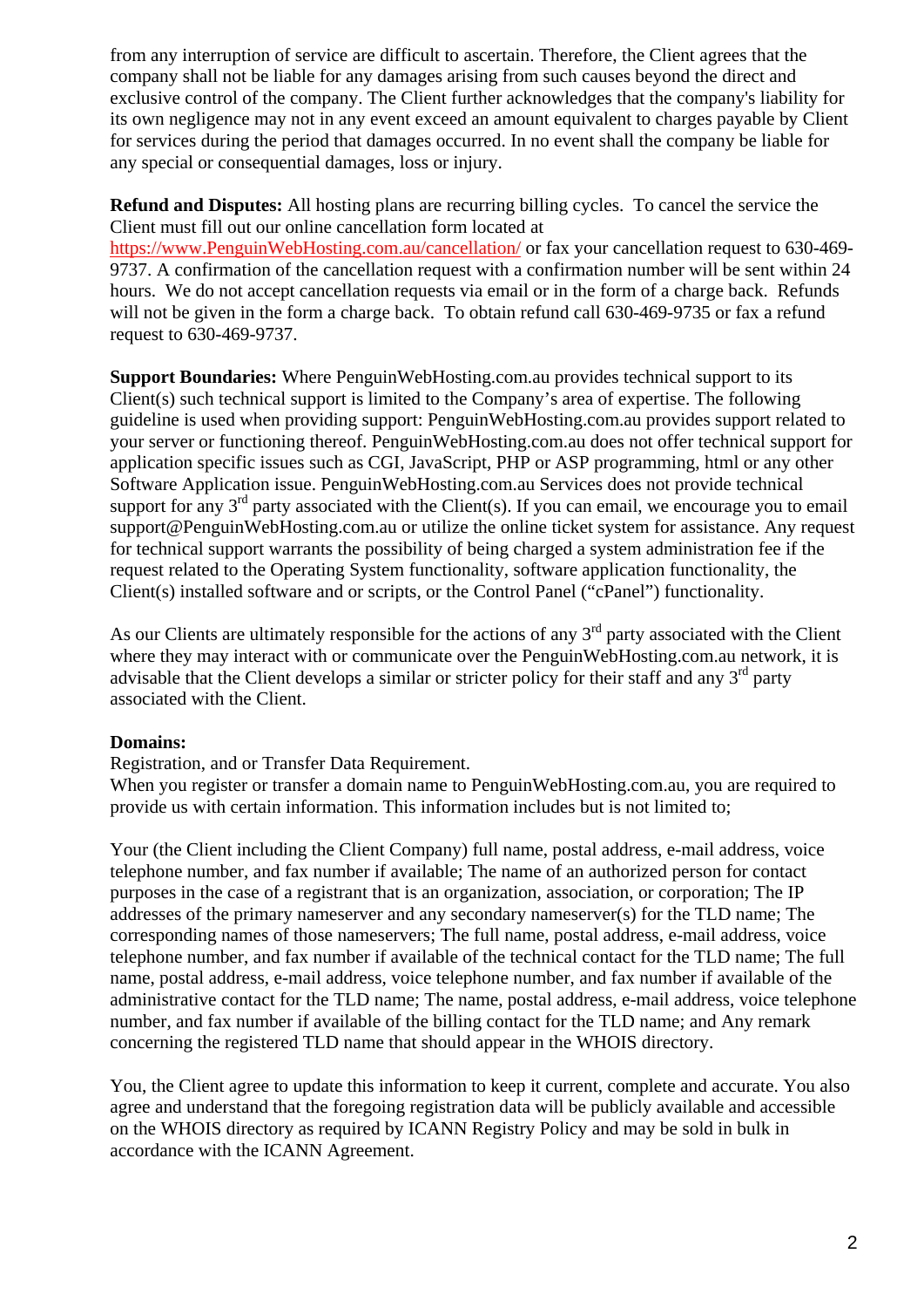from any interruption of service are difficult to ascertain. Therefore, the Client agrees that the company shall not be liable for any damages arising from such causes beyond the direct and exclusive control of the company. The Client further acknowledges that the company's liability for its own negligence may not in any event exceed an amount equivalent to charges payable by Client for services during the period that damages occurred. In no event shall the company be liable for any special or consequential damages, loss or injury.

**Refund and Disputes:** All hosting plans are recurring billing cycles. To cancel the service the Client must fill out our online cancellation form located at [https://www.PenguinWebHosting.com.au/cancellation/](https://www.PenguinWebHosting.com.au/cancellation/) or fax your cancellation request to 630-469-9737. A confirmation of the cancellation request with a confirmation number will be sent within 24 hours. We do not accept cancellation requests via email or in the form of a charge back. Refunds will not be given in the form a charge back. To obtain refund call 630-469-9735 or fax a refund request to 630-469-9737.

**Support Boundaries:** Where PenguinWebHosting.com.au provides technical support to its Client(s) such technical support is limited to the Company's area of expertise. The following guideline is used when providing support: PenguinWebHosting.com.au provides support related to your server or functioning thereof. PenguinWebHosting.com.au does not offer technical support for application specific issues such as CGI, JavaScript, PHP or ASP programming, html or any other Software Application issue. PenguinWebHosting.com.au Services does not provide technical support for any 3rd party associated with the Client(s). If you can email, we encourage you to email support@PenguinWebHosting.com.au or utilize the online ticket system for assistance. Any request for technical support warrants the possibility of being charged a system administration fee if the request related to the Operating System functionality, software application functionality, the Client(s) installed software and or scripts, or the Control Panel ("cPanel") functionality.

As our Clients are ultimately responsible for the actions of any 3rd party associated with the Client where they may interact with or communicate over the PenguinWebHosting.com.au network, it is advisable that the Client develops a similar or stricter policy for their staff and any 3rd party associated with the Client.

**Domains:**

Registration, and or Transfer Data Requirement.

When you register or transfer a domain name to PenguinWebHosting.com.au, you are required to provide us with certain information. This information includes but is not limited to;

Your (the Client including the Client Company) full name, postal address, e-mail address, voice telephone number, and fax number if available; The name of an authorized person for contact purposes in the case of a registrant that is an organization, association, or corporation; The IP addresses of the primary nameserver and any secondary nameserver(s) for the TLD name; The corresponding names of those nameservers; The full name, postal address, e-mail address, voice telephone number, and fax number if available of the technical contact for the TLD name; The full name, postal address, e-mail address, voice telephone number, and fax number if available of the administrative contact for the TLD name; The name, postal address, e-mail address, voice telephone number, and fax number if available of the billing contact for the TLD name; and Any remark concerning the registered TLD name that should appear in the WHOIS directory.

You, the Client agree to update this information to keep it current, complete and accurate. You also agree and understand that the foregoing registration data will be publicly available and accessible on the WHOIS directory as required by ICANN Registry Policy and may be sold in bulk in accordance with the ICANN Agreement.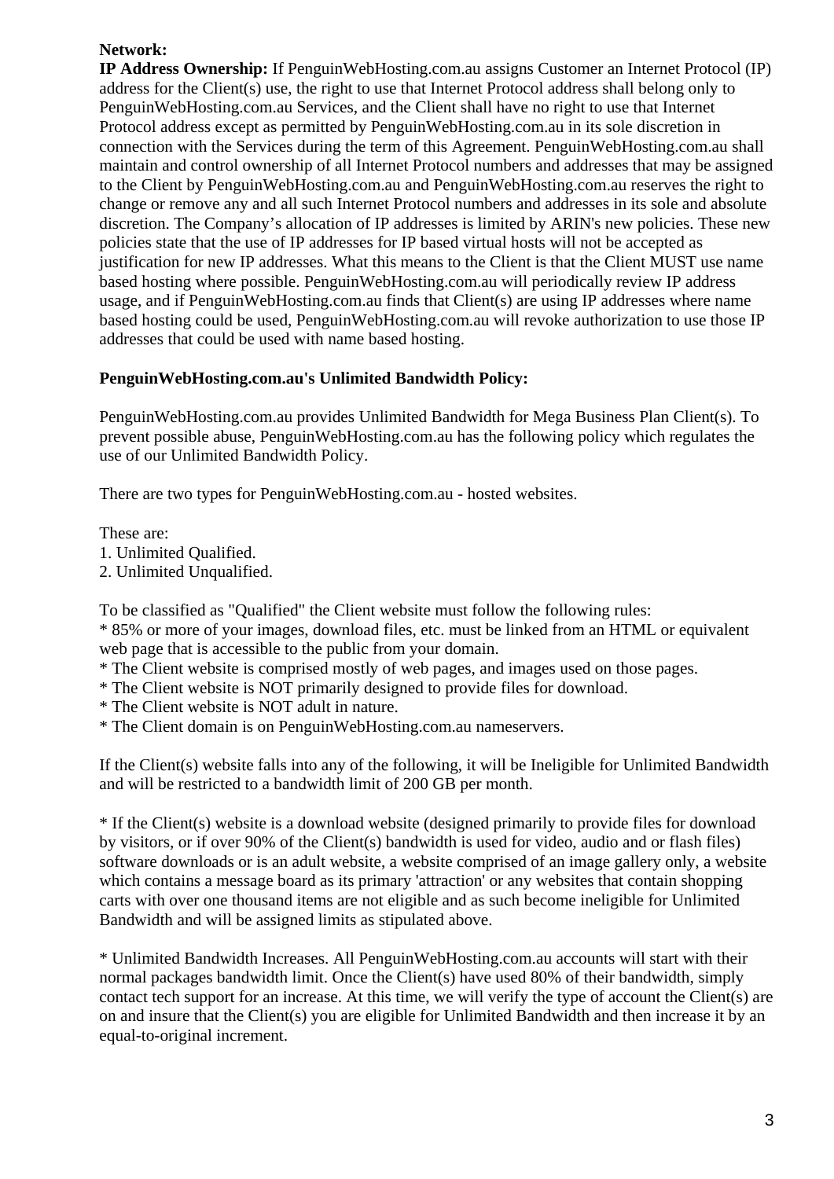**Network:**

**IP Address Ownership:** If PenguinWebHosting.com.au assigns Customer an Internet Protocol (IP) address for the Client(s) use, the right to use that Internet Protocol address shall belong only to PenguinWebHosting.com.au Services, and the Client shall have no right to use that Internet Protocol address except as permitted by PenguinWebHosting.com.au in its sole discretion in connection with the Services during the term of this Agreement. PenguinWebHosting.com.au shall maintain and control ownership of all Internet Protocol numbers and addresses that may be assigned to the Client by PenguinWebHosting.com.au and PenguinWebHosting.com.au reserves the right to change or remove any and all such Internet Protocol numbers and addresses in its sole and absolute discretion. The Company's allocation of IP addresses is limited by ARIN's new policies. These new policies state that the use of IP addresses for IP based virtual hosts will not be accepted as justification for new IP addresses. What this means to the Client is that the Client MUST use name based hosting where possible. PenguinWebHosting.com.au will periodically review IP address usage, and if PenguinWebHosting.com.au finds that Client(s) are using IP addresses where name based hosting could be used, PenguinWebHosting.com.au will revoke authorization to use those IP addresses that could be used with name based hosting.

**PenguinWebHosting.com.au's Unlimited Bandwidth Policy:**

PenguinWebHosting.com.au provides Unlimited Bandwidth for Mega Business Plan Client(s). To prevent possible abuse, PenguinWebHosting.com.au has the following policy which regulates the use of our Unlimited Bandwidth Policy.

There are two types for PenguinWebHosting.com.au - hosted websites.

These are:
1. Unlimited Qualified.
2. Unlimited Unqualified.

To be classified as "Qualified" the Client website must follow the following rules:
* 85% or more of your images, download files, etc. must be linked from an HTML or equivalent web page that is accessible to the public from your domain.
* The Client website is comprised mostly of web pages, and images used on those pages.
* The Client website is NOT primarily designed to provide files for download.
* The Client website is NOT adult in nature.
* The Client domain is on PenguinWebHosting.com.au nameservers.

If the Client(s) website falls into any of the following, it will be Ineligible for Unlimited Bandwidth and will be restricted to a bandwidth limit of 200 GB per month.

* If the Client(s) website is a download website (designed primarily to provide files for download by visitors, or if over 90% of the Client(s) bandwidth is used for video, audio and or flash files) software downloads or is an adult website, a website comprised of an image gallery only, a website which contains a message board as its primary 'attraction' or any websites that contain shopping carts with over one thousand items are not eligible and as such become ineligible for Unlimited Bandwidth and will be assigned limits as stipulated above.

* Unlimited Bandwidth Increases. All PenguinWebHosting.com.au accounts will start with their normal packages bandwidth limit. Once the Client(s) have used 80% of their bandwidth, simply contact tech support for an increase. At this time, we will verify the type of account the Client(s) are on and insure that the Client(s) you are eligible for Unlimited Bandwidth and then increase it by an equal-to-original increment.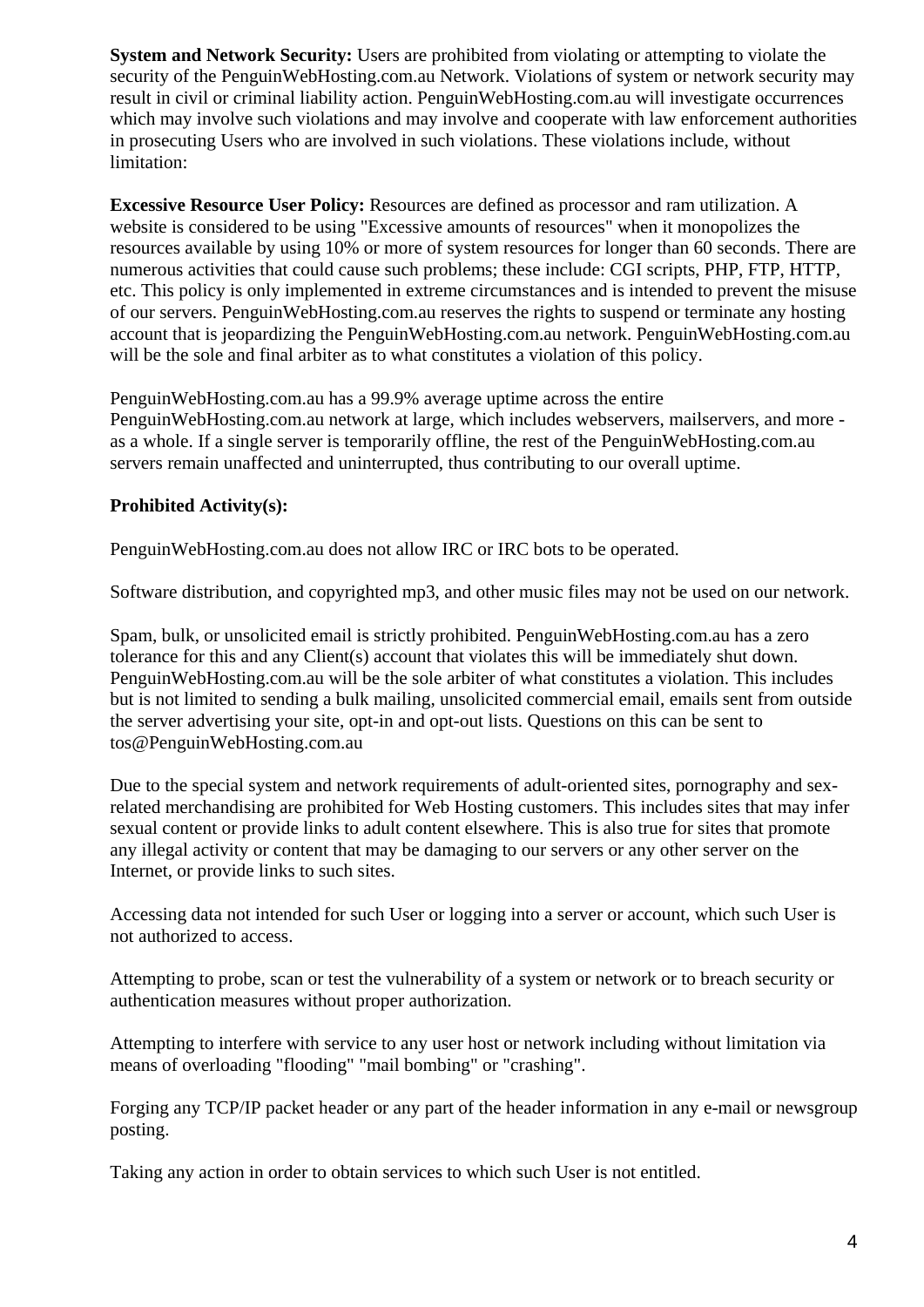**System and Network Security:** Users are prohibited from violating or attempting to violate the security of the PenguinWebHosting.com.au Network. Violations of system or network security may result in civil or criminal liability action. PenguinWebHosting.com.au will investigate occurrences which may involve such violations and may involve and cooperate with law enforcement authorities in prosecuting Users who are involved in such violations. These violations include, without limitation:

**Excessive Resource User Policy:** Resources are defined as processor and ram utilization. A website is considered to be using "Excessive amounts of resources" when it monopolizes the resources available by using 10% or more of system resources for longer than 60 seconds. There are numerous activities that could cause such problems; these include: CGI scripts, PHP, FTP, HTTP, etc. This policy is only implemented in extreme circumstances and is intended to prevent the misuse of our servers. PenguinWebHosting.com.au reserves the rights to suspend or terminate any hosting account that is jeopardizing the PenguinWebHosting.com.au network. PenguinWebHosting.com.au will be the sole and final arbiter as to what constitutes a violation of this policy.

PenguinWebHosting.com.au has a 99.9% average uptime across the entire PenguinWebHosting.com.au network at large, which includes webservers, mailservers, and more - as a whole. If a single server is temporarily offline, the rest of the PenguinWebHosting.com.au servers remain unaffected and uninterrupted, thus contributing to our overall uptime.

**Prohibited Activity(s):**

PenguinWebHosting.com.au does not allow IRC or IRC bots to be operated.

Software distribution, and copyrighted mp3, and other music files may not be used on our network.

Spam, bulk, or unsolicited email is strictly prohibited. PenguinWebHosting.com.au has a zero tolerance for this and any Client(s) account that violates this will be immediately shut down. PenguinWebHosting.com.au will be the sole arbiter of what constitutes a violation. This includes but is not limited to sending a bulk mailing, unsolicited commercial email, emails sent from outside the server advertising your site, opt-in and opt-out lists. Questions on this can be sent to tos@PenguinWebHosting.com.au

Due to the special system and network requirements of adult-oriented sites, pornography and sex-related merchandising are prohibited for Web Hosting customers. This includes sites that may infer sexual content or provide links to adult content elsewhere. This is also true for sites that promote any illegal activity or content that may be damaging to our servers or any other server on the Internet, or provide links to such sites.

Accessing data not intended for such User or logging into a server or account, which such User is not authorized to access.

Attempting to probe, scan or test the vulnerability of a system or network or to breach security or authentication measures without proper authorization.

Attempting to interfere with service to any user host or network including without limitation via means of overloading "flooding" "mail bombing" or "crashing".

Forging any TCP/IP packet header or any part of the header information in any e-mail or newsgroup posting.

Taking any action in order to obtain services to which such User is not entitled.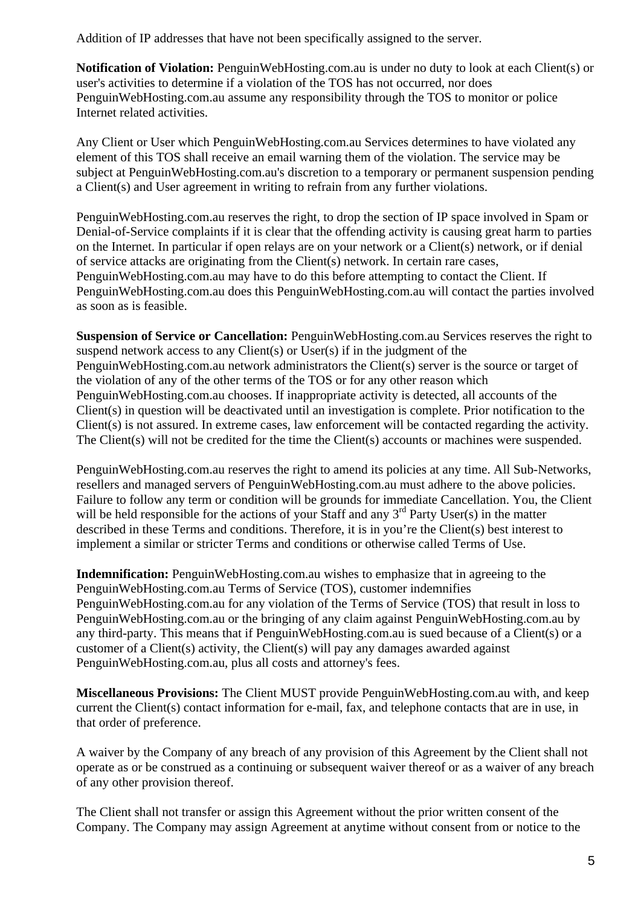Addition of IP addresses that have not been specifically assigned to the server.

**Notification of Violation:** PenguinWebHosting.com.au is under no duty to look at each Client(s) or user's activities to determine if a violation of the TOS has not occurred, nor does PenguinWebHosting.com.au assume any responsibility through the TOS to monitor or police Internet related activities.

Any Client or User which PenguinWebHosting.com.au Services determines to have violated any element of this TOS shall receive an email warning them of the violation. The service may be subject at PenguinWebHosting.com.au's discretion to a temporary or permanent suspension pending a Client(s) and User agreement in writing to refrain from any further violations.

PenguinWebHosting.com.au reserves the right, to drop the section of IP space involved in Spam or Denial-of-Service complaints if it is clear that the offending activity is causing great harm to parties on the Internet. In particular if open relays are on your network or a Client(s) network, or if denial of service attacks are originating from the Client(s) network. In certain rare cases, PenguinWebHosting.com.au may have to do this before attempting to contact the Client. If PenguinWebHosting.com.au does this PenguinWebHosting.com.au will contact the parties involved as soon as is feasible.

**Suspension of Service or Cancellation:** PenguinWebHosting.com.au Services reserves the right to suspend network access to any Client(s) or User(s) if in the judgment of the PenguinWebHosting.com.au network administrators the Client(s) server is the source or target of the violation of any of the other terms of the TOS or for any other reason which PenguinWebHosting.com.au chooses. If inappropriate activity is detected, all accounts of the Client(s) in question will be deactivated until an investigation is complete. Prior notification to the Client(s) is not assured. In extreme cases, law enforcement will be contacted regarding the activity. The Client(s) will not be credited for the time the Client(s) accounts or machines were suspended.

PenguinWebHosting.com.au reserves the right to amend its policies at any time. All Sub-Networks, resellers and managed servers of PenguinWebHosting.com.au must adhere to the above policies. Failure to follow any term or condition will be grounds for immediate Cancellation. You, the Client will be held responsible for the actions of your Staff and any 3rd Party User(s) in the matter described in these Terms and conditions. Therefore, it is in you're the Client(s) best interest to implement a similar or stricter Terms and conditions or otherwise called Terms of Use.

**Indemnification:** PenguinWebHosting.com.au wishes to emphasize that in agreeing to the PenguinWebHosting.com.au Terms of Service (TOS), customer indemnifies PenguinWebHosting.com.au for any violation of the Terms of Service (TOS) that result in loss to PenguinWebHosting.com.au or the bringing of any claim against PenguinWebHosting.com.au by any third-party. This means that if PenguinWebHosting.com.au is sued because of a Client(s) or a customer of a Client(s) activity, the Client(s) will pay any damages awarded against PenguinWebHosting.com.au, plus all costs and attorney's fees.

**Miscellaneous Provisions:** The Client MUST provide PenguinWebHosting.com.au with, and keep current the Client(s) contact information for e-mail, fax, and telephone contacts that are in use, in that order of preference.

A waiver by the Company of any breach of any provision of this Agreement by the Client shall not operate as or be construed as a continuing or subsequent waiver thereof or as a waiver of any breach of any other provision thereof.

The Client shall not transfer or assign this Agreement without the prior written consent of the Company. The Company may assign Agreement at anytime without consent from or notice to the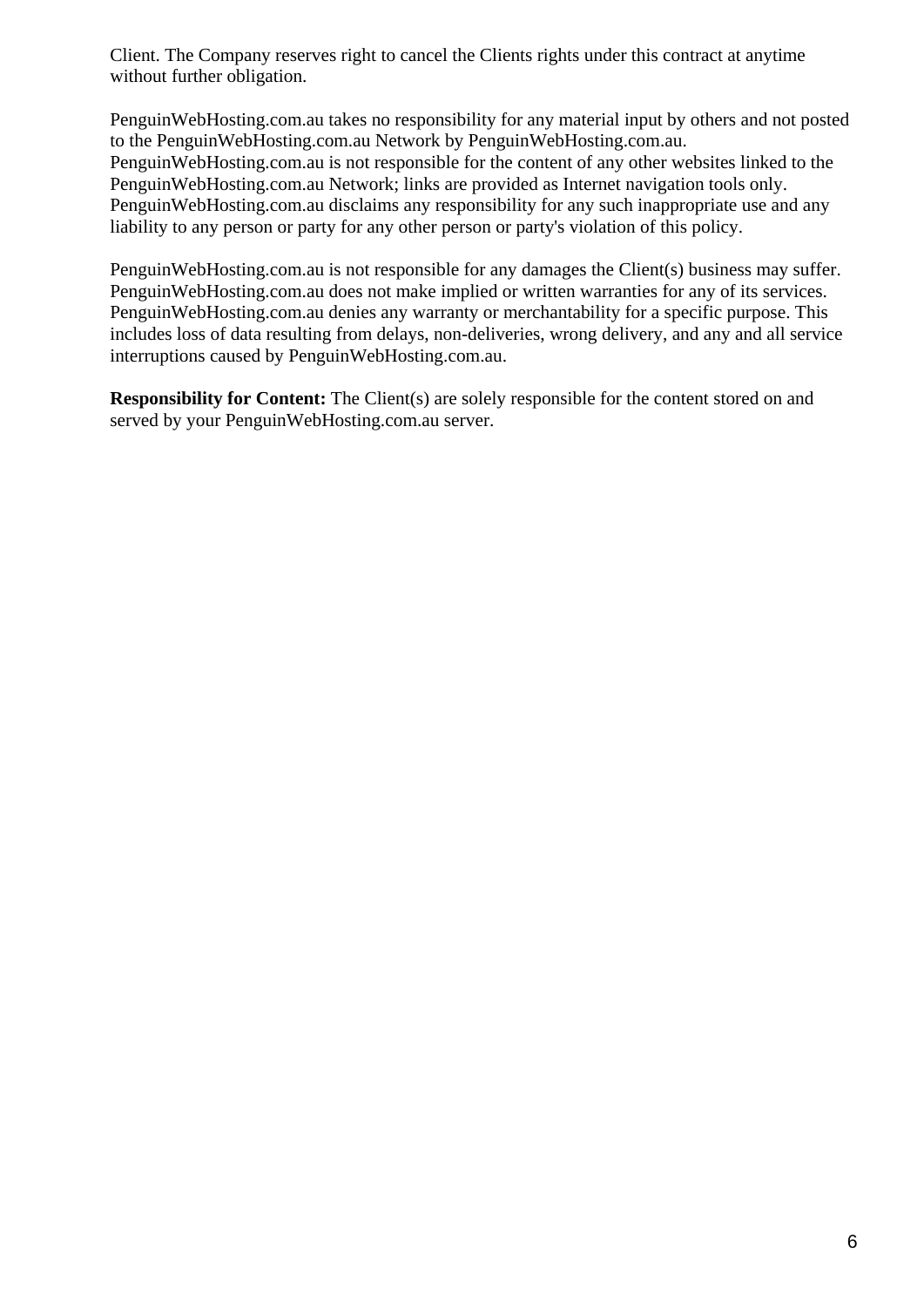Client. The Company reserves right to cancel the Clients rights under this contract at anytime without further obligation.

PenguinWebHosting.com.au takes no responsibility for any material input by others and not posted to the PenguinWebHosting.com.au Network by PenguinWebHosting.com.au. PenguinWebHosting.com.au is not responsible for the content of any other websites linked to the PenguinWebHosting.com.au Network; links are provided as Internet navigation tools only. PenguinWebHosting.com.au disclaims any responsibility for any such inappropriate use and any liability to any person or party for any other person or party's violation of this policy.

PenguinWebHosting.com.au is not responsible for any damages the Client(s) business may suffer. PenguinWebHosting.com.au does not make implied or written warranties for any of its services. PenguinWebHosting.com.au denies any warranty or merchantability for a specific purpose. This includes loss of data resulting from delays, non-deliveries, wrong delivery, and any and all service interruptions caused by PenguinWebHosting.com.au.

**Responsibility for Content:** The Client(s) are solely responsible for the content stored on and served by your PenguinWebHosting.com.au server.